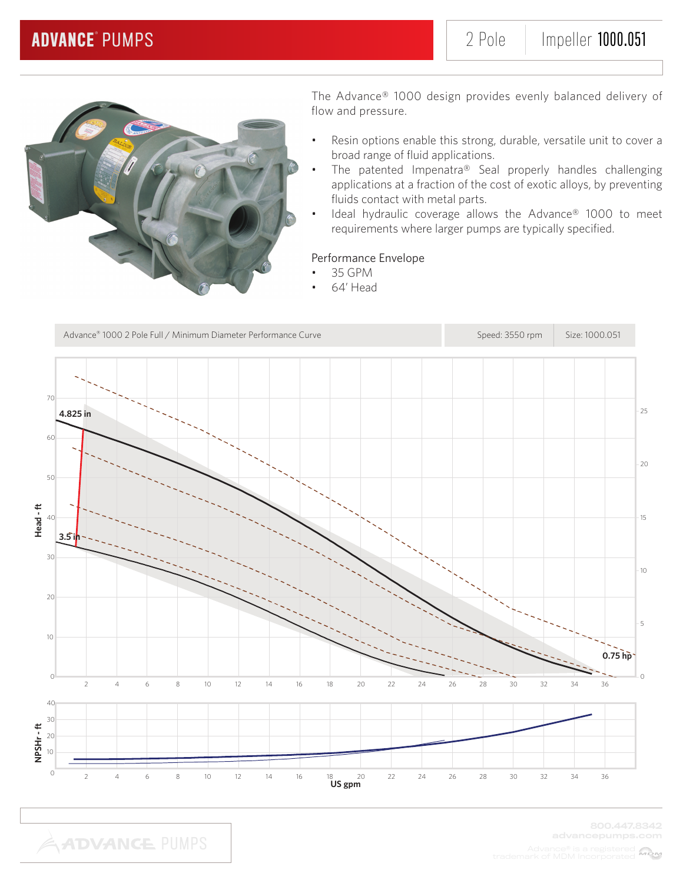# ADVANCE® PUMPS

2 Pole | Impeller **1000.051**

The Advance® 1000 design provides evenly balanced delivery of flow and pressure.

- Resin options enable this strong, durable, versatile unit to cover a broad range of fluid applications.
- The patented Impenatra® Seal properly handles challenging applications at a fraction of the cost of exotic alloys, by preventing fluids contact with metal parts.
- Ideal hydraulic coverage allows the Advance® 1000 to meet requirements where larger pumps are typically specified.

Performance Envelope

- 35 GPM
- 64' Head

Advance® 1000 2 Pole Full / Minimum Diameter Performance Curve | Speed: 3550 rpm | Size: 1000.051

800.447.8342
advancepumps.com

Advance® is a registered trademark of MDM Incorporated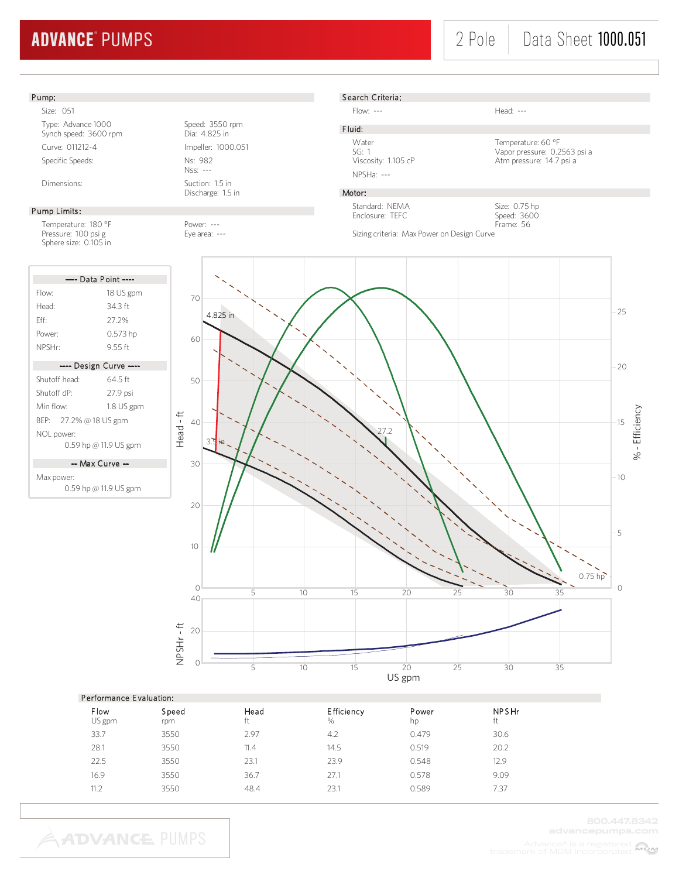# ADVANCE® PUMPS

2 Pole | Data Sheet **1000.051**

## Pump:

Size: 051

Type: Advance 1000
Synch speed: 3600 rpm

Speed: 3550 rpm
Dia: 4.825 in

Curve: 011212-4

Impeller: 1000.051

Specific Speeds:

Ns: 982
Nss: ---

Dimensions:

Suction: 1.5 in
Discharge: 1.5 in

## Pump Limits:

Temperature: 180 °F
Pressure: 100 psi g
Sphere size: 0.105 in

Power: ---
Eye area: ---

## Search Criteria:

Flow: ---

Head: ---

## Fluid:

Water
SG: 1
Viscosity: 1.105 cP

Temperature: 60 °F
Vapor pressure: 0.2563 psi a
Atm pressure: 14.7 psi a

NPSHa: ---

## Motor:

Standard: NEMA
Enclosure: TEFC

Size: 0.75 hp
Speed: 3600
Frame: 56

Sizing criteria: Max Power on Design Curve

### ---- Data Point ----

| | |
|---|---|
| Flow: | 18 US gpm |
| Head: | 34.3 ft |
| Eff: | 27.2% |
| Power: | 0.573 hp |
| NPSHr: | 9.55 ft |

### ---- Design Curve ----

| | |
|---|---|
| Shutoff head: | 64.5 ft |
| Shutoff dP: | 27.9 psi |
| Min flow: | 1.8 US gpm |
| BEP: | 27.2% @ 18 US gpm |
| NOL power: | 0.59 hp @ 11.9 US gpm |

### -- Max Curve --

Max power:
0.59 hp @ 11.9 US gpm

## Performance Evaluation:

| Flow<br>US gpm | Speed<br>rpm | Head<br>ft | Efficiency<br>% | Power<br>hp | NPSHr<br>ft |
|---|---|---|---|---|---|
| 33.7 | 3550 | 2.97 | 4.2 | 0.479 | 30.6 |
| 28.1 | 3550 | 11.4 | 14.5 | 0.519 | 20.2 |
| 22.5 | 3550 | 23.1 | 23.9 | 0.548 | 12.9 |
| 16.9 | 3550 | 36.7 | 27.1 | 0.578 | 9.09 |
| 11.2 | 3550 | 48.4 | 23.1 | 0.589 | 7.37 |

800.447.8342
advancepumps.com

Advance® is a registered trademark of MDM Incorporated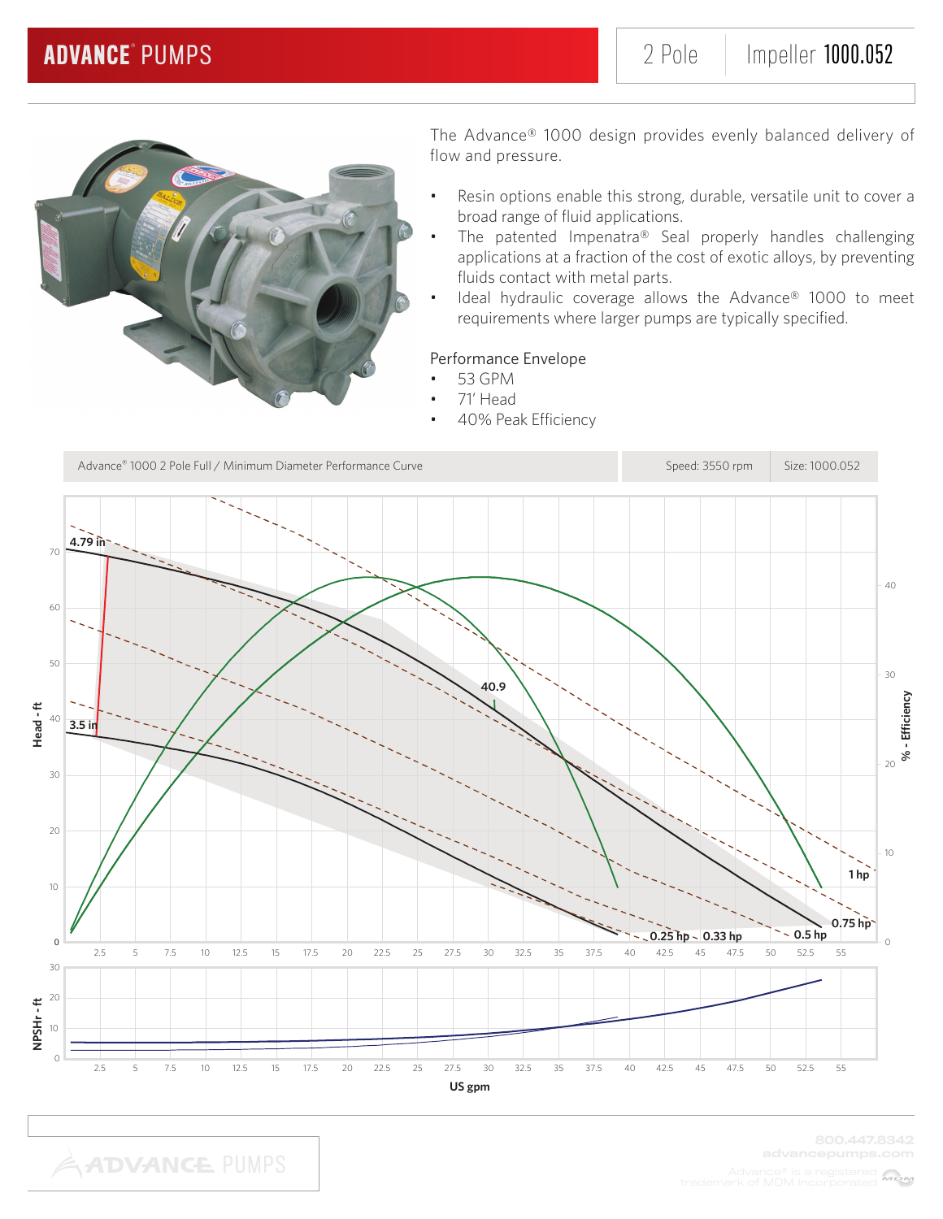# ADVANCE® PUMPS

2 Pole | Impeller **1000.052**

The Advance® 1000 design provides evenly balanced delivery of flow and pressure.

- Resin options enable this strong, durable, versatile unit to cover a broad range of fluid applications.
- The patented Impenatra® Seal properly handles challenging applications at a fraction of the cost of exotic alloys, by preventing fluids contact with metal parts.
- Ideal hydraulic coverage allows the Advance® 1000 to meet requirements where larger pumps are typically specified.

Performance Envelope

- 53 GPM
- 71' Head
- 40% Peak Efficiency

Advance® 1000 2 Pole Full / Minimum Diameter Performance Curve | Speed: 3550 rpm | Size: 1000.052

4.79 in
3.5 in
40.9
1 hp
0.75 hp
0.5 hp
0.33 hp
0.25 hp

Head - ft
% - Efficiency
NPSHr - ft
US gpm

800.447.8342
advancepumps.com

Advance® is a registered trademark of MDM Incorporated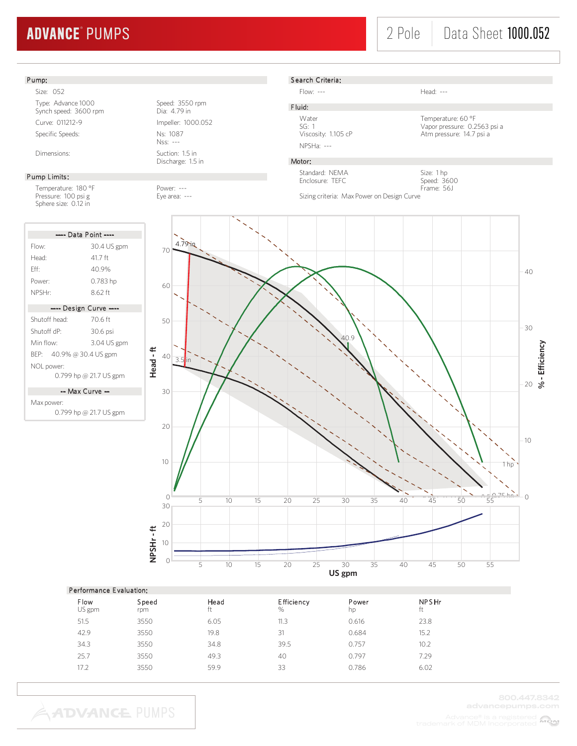# ADVANCE PUMPS

2 Pole | Data Sheet 1000.052

## Pump:

Size: 052

Type: Advance 1000
Synch speed: 3600 rpm

Speed: 3550 rpm
Dia: 4.79 in

Curve: 011212-9

Impeller: 1000.052

Specific Speeds:

Ns: 1087
Nss: ---

Dimensions:

Suction: 1.5 in
Discharge: 1.5 in

## Pump Limits:

Temperature: 180 °F
Pressure: 100 psi g
Sphere size: 0.12 in

Power: ---
Eye area: ---

## Search Criteria:

Flow: ---

Head: ---

## Fluid:

Water
SG: 1
Viscosity: 1.105 cP

Temperature: 60 °F
Vapor pressure: 0.2563 psi a
Atm pressure: 14.7 psi a

NPSHa: ---

## Motor:

Standard: NEMA
Enclosure: TEFC

Size: 1 hp
Speed: 3600
Frame: 56J

Sizing criteria: Max Power on Design Curve

## ---- Data Point ----

| | |
|---|---|
| Flow: | 30.4 US gpm |
| Head: | 41.7 ft |
| Eff: | 40.9% |
| Power: | 0.783 hp |
| NPSHr: | 8.62 ft |

## ---- Design Curve ----

| | |
|---|---|
| Shutoff head: | 70.6 ft |
| Shutoff dP: | 30.6 psi |
| Min flow: | 3.04 US gpm |
| BEP: | 40.9% @ 30.4 US gpm |
| NOL power: | 0.799 hp @ 21.7 US gpm |

## -- Max Curve --

Max power:
0.799 hp @ 21.7 US gpm

## Performance Evaluation:

| Flow US gpm | Speed rpm | Head ft | Efficiency % | Power hp | NPSHr ft |
|---|---|---|---|---|---|
| 51.5 | 3550 | 6.05 | 11.3 | 0.616 | 23.8 |
| 42.9 | 3550 | 19.8 | 31 | 0.684 | 15.2 |
| 34.3 | 3550 | 34.8 | 39.5 | 0.757 | 10.2 |
| 25.7 | 3550 | 49.3 | 40 | 0.797 | 7.29 |
| 17.2 | 3550 | 59.9 | 33 | 0.786 | 6.02 |

800.447.8342
advancepumps.com

Advance® is a registered trademark of MDM Incorporated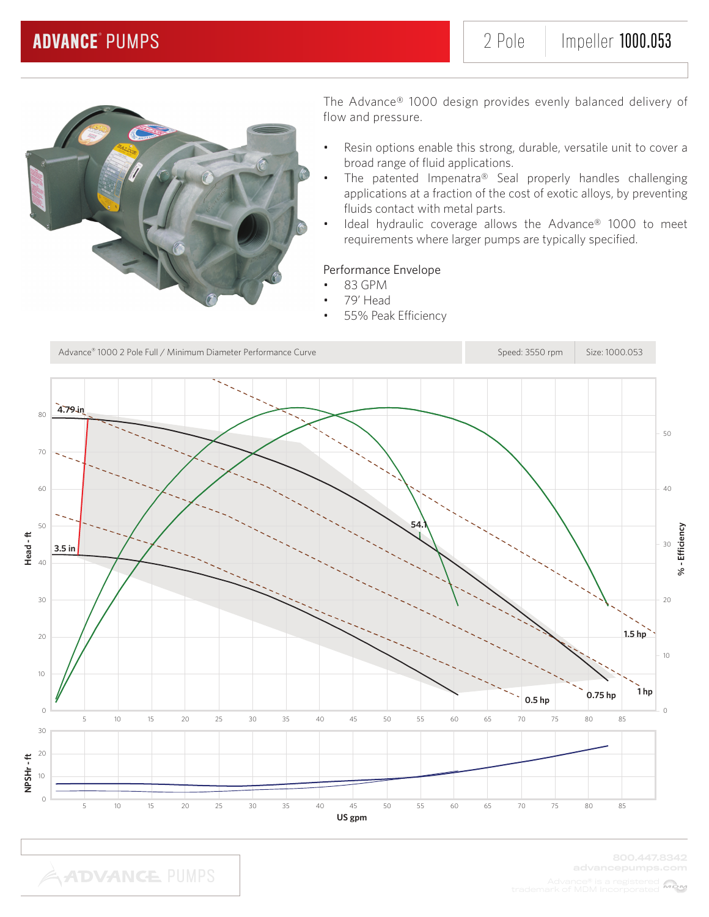# ADVANCE® PUMPS

2 Pole | Impeller **1000.053**

The Advance® 1000 design provides evenly balanced delivery of flow and pressure.

- Resin options enable this strong, durable, versatile unit to cover a broad range of fluid applications.
- The patented Impenatra® Seal properly handles challenging applications at a fraction of the cost of exotic alloys, by preventing fluids contact with metal parts.
- Ideal hydraulic coverage allows the Advance® 1000 to meet requirements where larger pumps are typically specified.

Performance Envelope

- 83 GPM
- 79' Head
- 55% Peak Efficiency

| Advance® 1000 2 Pole Full / Minimum Diameter Performance Curve | Speed: 3550 rpm | Size: 1000.053 |
|---|---|---|

Head - ft: 0, 10, 20, 30, 40, 50, 60, 70, 80

% - Efficiency: 0, 10, 20, 30, 40, 50

4.79 in

3.5 in

54.1

1.5 hp

1 hp

0.75 hp

0.5 hp

NPSHr - ft: 0, 10, 20, 30

US gpm: 5, 10, 15, 20, 25, 30, 35, 40, 45, 50, 55, 60, 65, 70, 75, 80, 85

800.447.8342
advancepumps.com

Advance® is a registered trademark of MDM Incorporated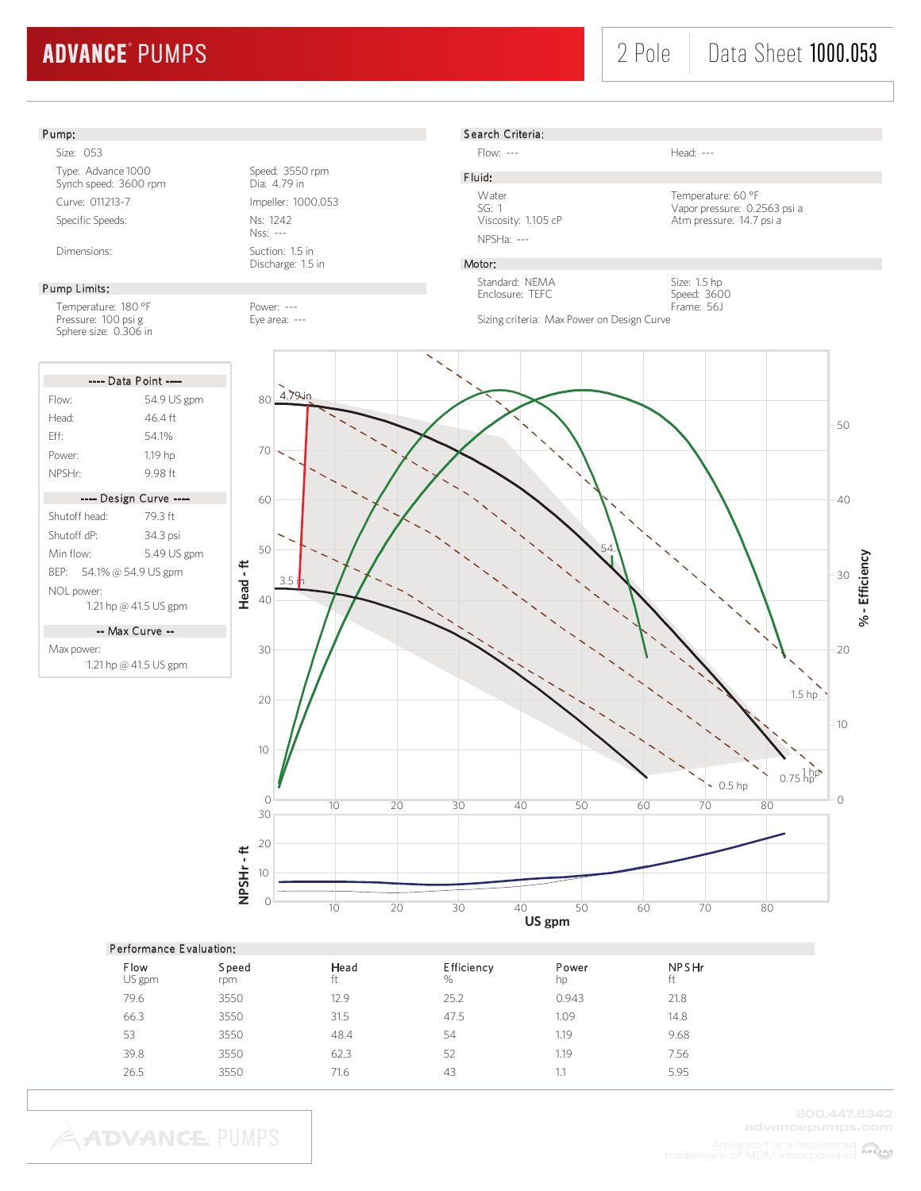**ADVANCE® PUMPS**

2 Pole | Data Sheet **1000.053**

## Pump:

Size: 053

Type: Advance 1000
Synch speed: 3600 rpm
Curve: 011213-7
Specific Speeds:

Dimensions:

Speed: 3550 rpm
Dia: 4.79 in
Impeller: 1000.053
Ns: 1242
Nss: ---
Suction: 1.5 in
Discharge: 1.5 in

## Pump Limits:

Temperature: 180 °F
Pressure: 100 psi g
Sphere size: 0.306 in

Power: ---
Eye area: ---

## Search Criteria:

Flow: ---
Head: ---

## Fluid:

Water
SG: 1
Viscosity: 1.105 cP
NPSHa: ---

Temperature: 60 °F
Vapor pressure: 0.2563 psi a
Atm pressure: 14.7 psi a

## Motor:

Standard: NEMA
Enclosure: TEFC

Size: 1.5 hp
Speed: 3600
Frame: 56J

Sizing criteria: Max Power on Design Curve

**---- Data Point ----**

| | |
|---|---|
| Flow: | 54.9 US gpm |
| Head: | 46.4 ft |
| Eff: | 54.1% |
| Power: | 1.19 hp |
| NPSHr: | 9.98 ft |

**---- Design Curve ----**

| | |
|---|---|
| Shutoff head: | 79.3 ft |
| Shutoff dP: | 34.3 psi |
| Min flow: | 5.49 US gpm |
| BEP: | 54.1% @ 54.9 US gpm |
| NOL power: | 1.21 hp @ 41.5 US gpm |

**-- Max Curve --**

Max power:
1.21 hp @ 41.5 US gpm

## Performance Evaluation:

| Flow<br>US gpm | Speed<br>rpm | Head<br>ft | Efficiency<br>% | Power<br>hp | NPSHr<br>ft |
|---|---|---|---|---|---|
| 79.6 | 3550 | 12.9 | 25.2 | 0.943 | 21.8 |
| 66.3 | 3550 | 31.5 | 47.5 | 1.09 | 14.8 |
| 53 | 3550 | 48.4 | 54 | 1.19 | 9.68 |
| 39.8 | 3550 | 62.3 | 52 | 1.19 | 7.56 |
| 26.5 | 3550 | 71.6 | 43 | 1.1 | 5.95 |

800.447.8342
advancepumps.com
Advance® is a registered trademark of MDM Incorporated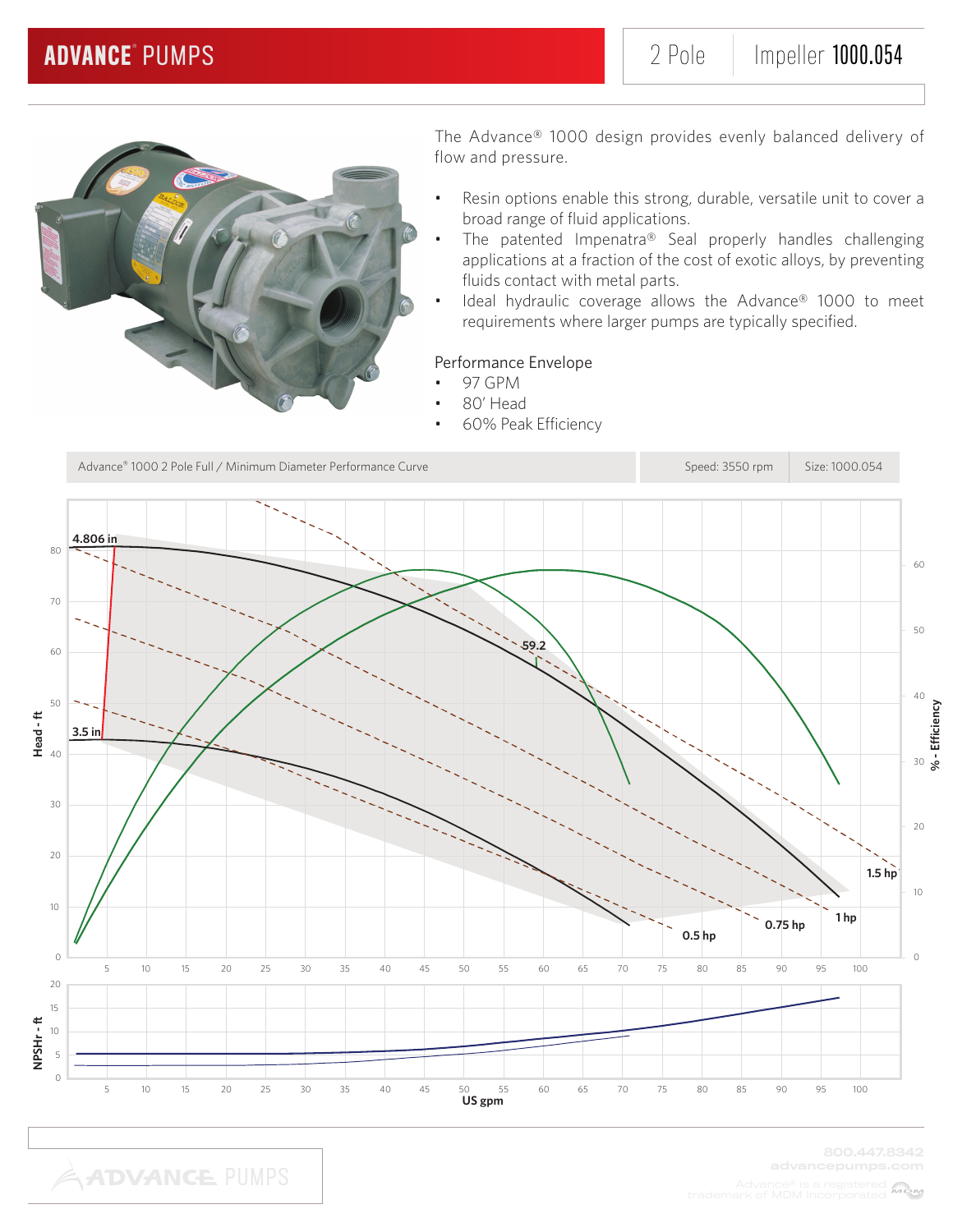# ADVANCE® PUMPS

2 Pole | Impeller **1000.054**

The Advance® 1000 design provides evenly balanced delivery of flow and pressure.

- Resin options enable this strong, durable, versatile unit to cover a broad range of fluid applications.
- The patented Impenatra® Seal properly handles challenging applications at a fraction of the cost of exotic alloys, by preventing fluids contact with metal parts.
- Ideal hydraulic coverage allows the Advance® 1000 to meet requirements where larger pumps are typically specified.

Performance Envelope

- 97 GPM
- 80' Head
- 60% Peak Efficiency

| Advance® 1000 2 Pole Full / Minimum Diameter Performance Curve | Speed: 3550 rpm | Size: 1000.054 |
|---|---|---|

Head - ft / % - Efficiency / NPSHr - ft / US gpm

4.806 in · 3.5 in · 59.2 · 0.5 hp · 0.75 hp · 1 hp · 1.5 hp

800.447.8342
advancepumps.com

Advance® is a registered trademark of MDM Incorporated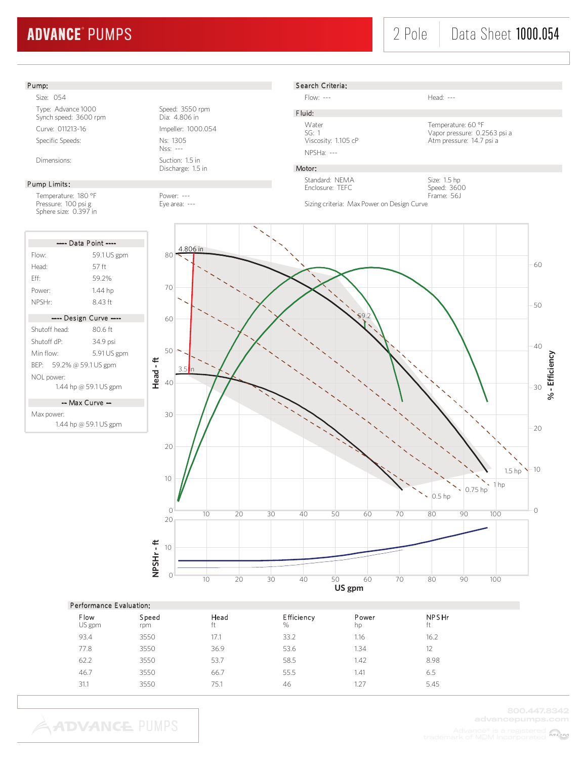# ADVANCE® PUMPS

2 Pole | Data Sheet 1000.054

## Pump:

Size: 054

Type: Advance 1000
Synch speed: 3600 rpm

Speed: 3550 rpm
Dia: 4.806 in

Curve: 011213-16

Impeller: 1000.054

Specific Speeds:

Ns: 1305
Nss: ---

Dimensions:

Suction: 1.5 in
Discharge: 1.5 in

## Pump Limits:

Temperature: 180 °F
Pressure: 100 psi g
Sphere size: 0.397 in

Power: ---
Eye area: ---

## Search Criteria:

Flow: ---

Head: ---

## Fluid:

Water
SG: 1
Viscosity: 1.105 cP

Temperature: 60 °F
Vapor pressure: 0.2563 psi a
Atm pressure: 14.7 psi a

NPSHa: ---

## Motor:

Standard: NEMA
Enclosure: TEFC

Size: 1.5 hp
Speed: 3600
Frame: 56J

Sizing criteria: Max Power on Design Curve

### ---- Data Point ----

| | |
|---|---|
| Flow: | 59.1 US gpm |
| Head: | 57 ft |
| Eff: | 59.2% |
| Power: | 1.44 hp |
| NPSHr: | 8.43 ft |

### ---- Design Curve ----

| | |
|---|---|
| Shutoff head: | 80.6 ft |
| Shutoff dP: | 34.9 psi |
| Min flow: | 5.91 US gpm |
| BEP: | 59.2% @ 59.1 US gpm |
| NOL power: | 1.44 hp @ 59.1 US gpm |

### -- Max Curve --

Max power:
1.44 hp @ 59.1 US gpm

## Performance Evaluation:

| Flow<br>US gpm | Speed<br>rpm | Head<br>ft | Efficiency<br>% | Power<br>hp | NPSHr<br>ft |
|---|---|---|---|---|---|
| 93.4 | 3550 | 17.1 | 33.2 | 1.16 | 16.2 |
| 77.8 | 3550 | 36.9 | 53.6 | 1.34 | 12 |
| 62.2 | 3550 | 53.7 | 58.5 | 1.42 | 8.98 |
| 46.7 | 3550 | 66.7 | 55.5 | 1.41 | 6.5 |
| 31.1 | 3550 | 75.1 | 46 | 1.27 | 5.45 |

800.447.8342
advancepumps.com

Advance® is a registered trademark of MDM Incorporated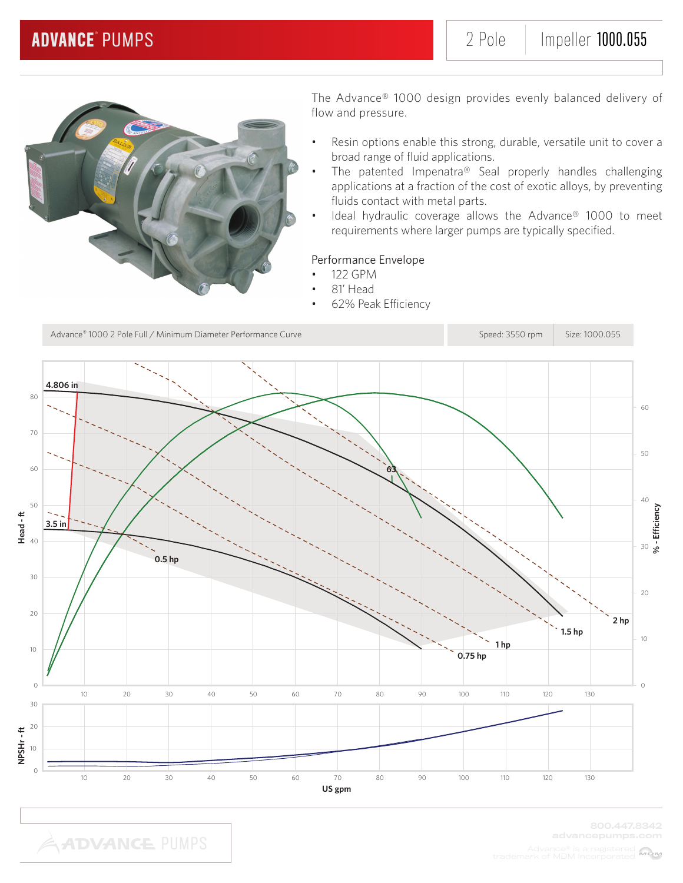# ADVANCE® PUMPS

2 Pole | Impeller 1000.055

The Advance® 1000 design provides evenly balanced delivery of flow and pressure.

- Resin options enable this strong, durable, versatile unit to cover a broad range of fluid applications.
- The patented Impenatra® Seal properly handles challenging applications at a fraction of the cost of exotic alloys, by preventing fluids contact with metal parts.
- Ideal hydraulic coverage allows the Advance® 1000 to meet requirements where larger pumps are typically specified.

Performance Envelope

- 122 GPM
- 81' Head
- 62% Peak Efficiency

| Advance® 1000 2 Pole Full / Minimum Diameter Performance Curve | Speed: 3550 rpm | Size: 1000.055 |
|---|---|---|

Head - ft | % - Efficiency | NPSHr - ft | US gpm

4.806 in | 3.5 in | 63 | 0.5 hp | 0.75 hp | 1 hp | 1.5 hp | 2 hp

800.447.8342
advancepumps.com

Advance® is a registered trademark of MDM Incorporated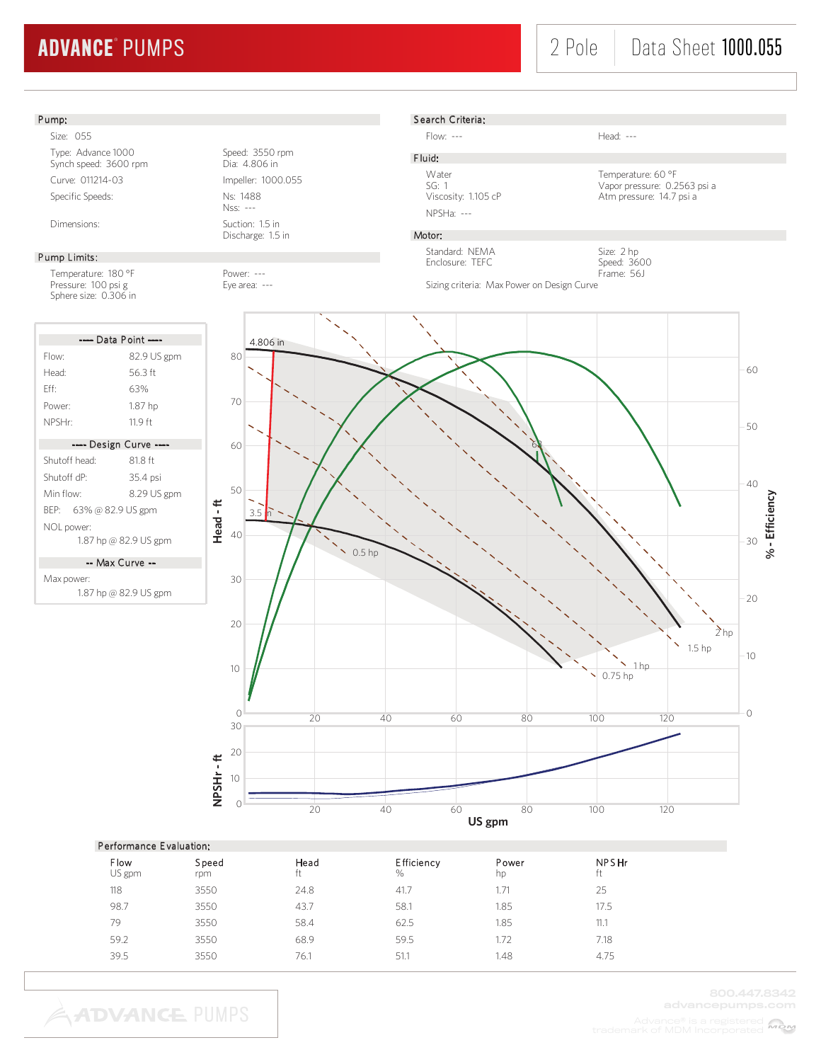# ADVANCE® PUMPS

2 Pole | Data Sheet 1000.055

## Pump:

Size: 055

| | |
|---|---|
| Type: Advance 1000 | Speed: 3550 rpm |
| Synch speed: 3600 rpm | Dia: 4.806 in |
| Curve: 011214-03 | Impeller: 1000.055 |
| Specific Speeds: | Ns: 1488 |
| | Nss: --- |
| Dimensions: | Suction: 1.5 in |
| | Discharge: 1.5 in |

## Pump Limits:

| | |
|---|---|
| Temperature: 180 °F | Power: --- |
| Pressure: 100 psi g | Eye area: --- |
| Sphere size: 0.306 in | |

## Search Criteria:

| | |
|---|---|
| Flow: --- | Head: --- |

## Fluid:

| | |
|---|---|
| Water | Temperature: 60 °F |
| SG: 1 | Vapor pressure: 0.2563 psi a |
| Viscosity: 1.105 cP | Atm pressure: 14.7 psi a |
| NPSHa: --- | |

## Motor:

| | |
|---|---|
| Standard: NEMA | Size: 2 hp |
| Enclosure: TEFC | Speed: 3600 |
| | Frame: 56J |

Sizing criteria: Max Power on Design Curve

**---- Data Point ----**

| | |
|---|---|
| Flow: | 82.9 US gpm |
| Head: | 56.3 ft |
| Eff: | 63% |
| Power: | 1.87 hp |
| NPSHr: | 11.9 ft |

**---- Design Curve ----**

| | |
|---|---|
| Shutoff head: | 81.8 ft |
| Shutoff dP: | 35.4 psi |
| Min flow: | 8.29 US gpm |
| BEP: | 63% @ 82.9 US gpm |
| NOL power: | 1.87 hp @ 82.9 US gpm |

**-- Max Curve --**

Max power: 1.87 hp @ 82.9 US gpm

## Performance Evaluation:

| Flow<br>US gpm | Speed<br>rpm | Head<br>ft | Efficiency<br>% | Power<br>hp | NPSHr<br>ft |
|---|---|---|---|---|---|
| 118 | 3550 | 24.8 | 41.7 | 1.71 | 25 |
| 98.7 | 3550 | 43.7 | 58.1 | 1.85 | 17.5 |
| 79 | 3550 | 58.4 | 62.5 | 1.85 | 11.1 |
| 59.2 | 3550 | 68.9 | 59.5 | 1.72 | 7.18 |
| 39.5 | 3550 | 76.1 | 51.1 | 1.48 | 4.75 |

800.447.8342
advancepumps.com
Advance® is a registered trademark of MDM Incorporated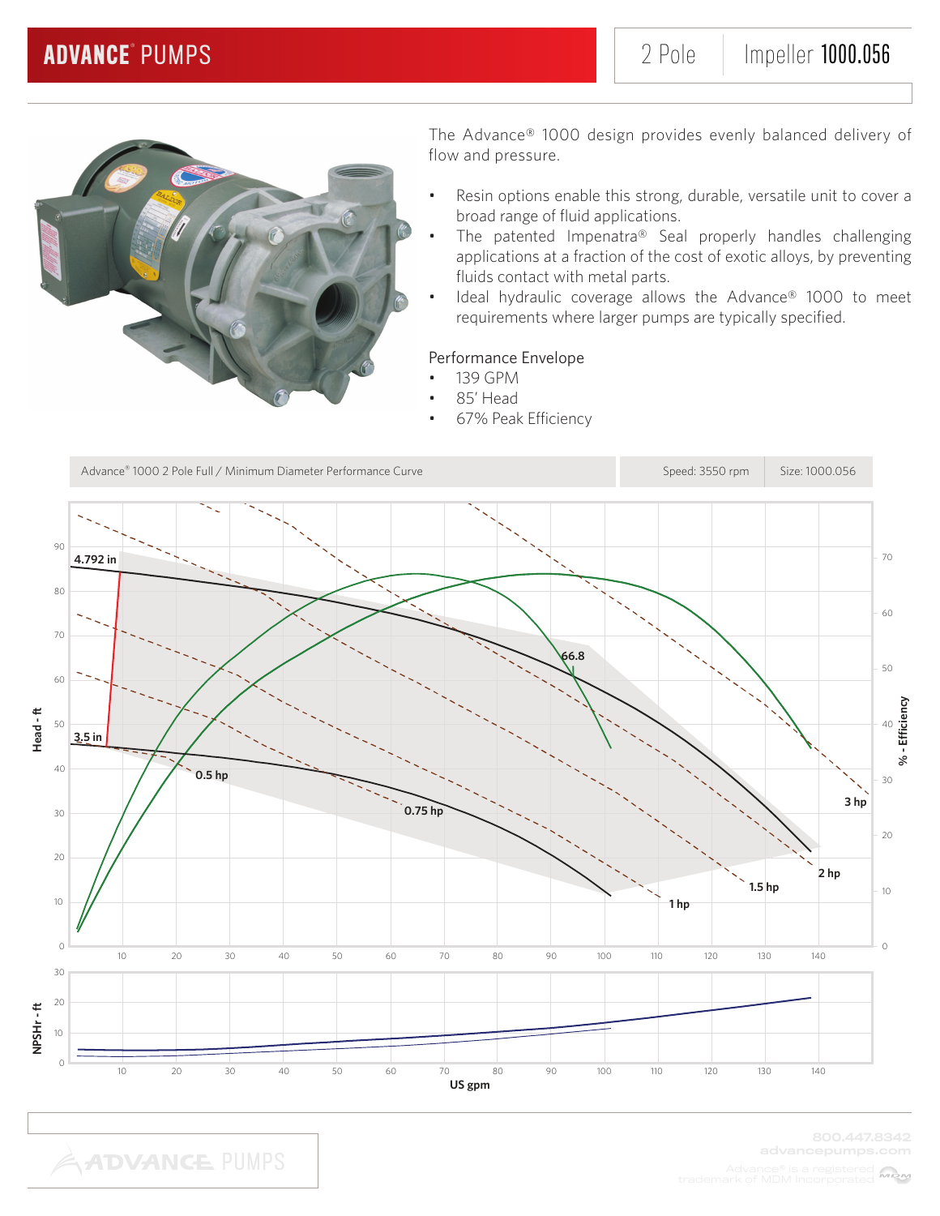# ADVANCE® PUMPS

2 Pole | Impeller **1000.056**

The Advance® 1000 design provides evenly balanced delivery of flow and pressure.

- Resin options enable this strong, durable, versatile unit to cover a broad range of fluid applications.
- The patented Impenatra® Seal properly handles challenging applications at a fraction of the cost of exotic alloys, by preventing fluids contact with metal parts.
- Ideal hydraulic coverage allows the Advance® 1000 to meet requirements where larger pumps are typically specified.

Performance Envelope

- 139 GPM
- 85' Head
- 67% Peak Efficiency

Advance® 1000 2 Pole Full / Minimum Diameter Performance Curve | Speed: 3550 rpm | Size: 1000.056

800.447.8342
advancepumps.com

Advance® is a registered trademark of MDM Incorporated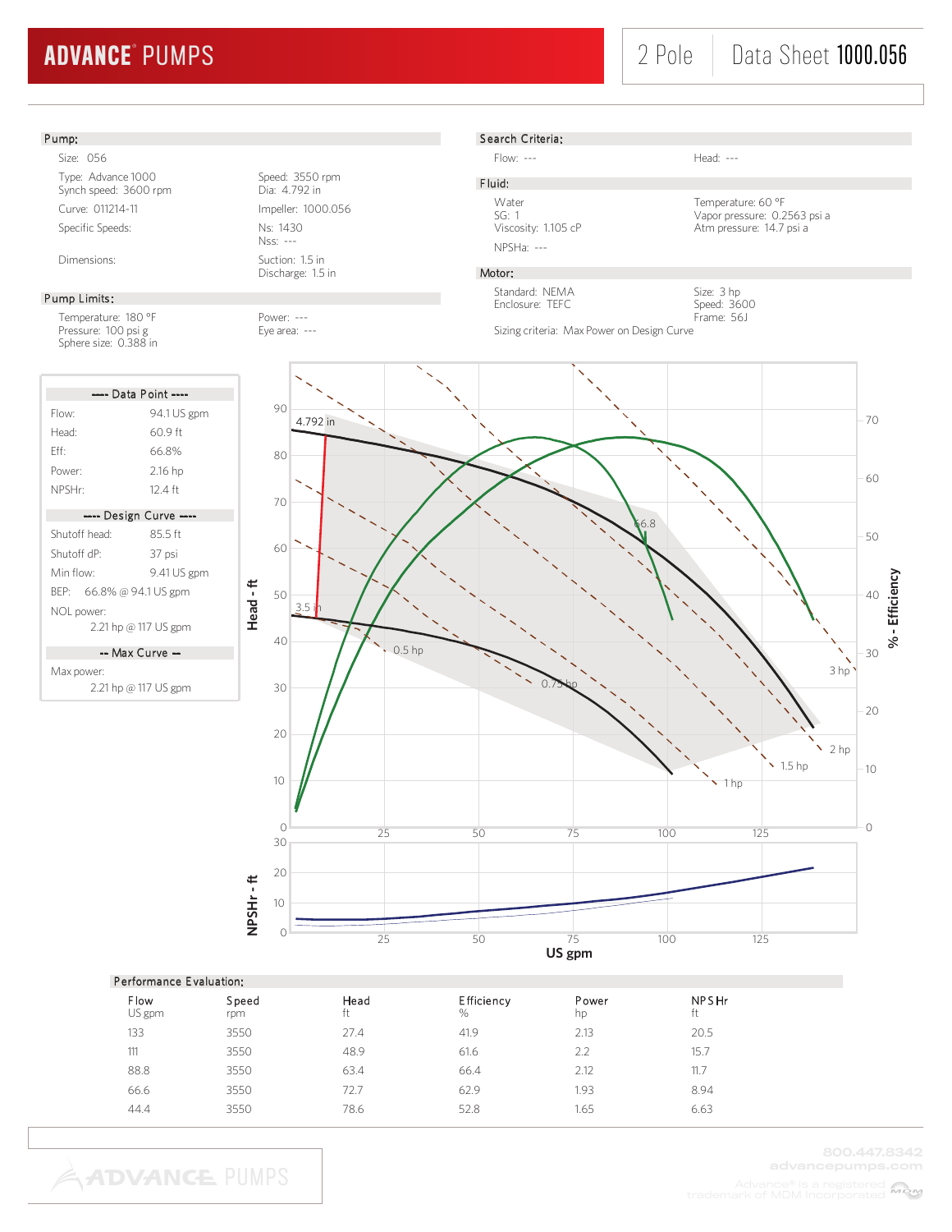# ADVANCE® PUMPS

2 Pole | Data Sheet 1000.056

## Pump:

Size: 056

Type: Advance 1000
Synch speed: 3600 rpm

Speed: 3550 rpm
Dia: 4.792 in

Curve: 011214-11

Impeller: 1000.056

Specific Speeds:

Ns: 1430
Nss: ---

Dimensions:

Suction: 1.5 in
Discharge: 1.5 in

## Pump Limits:

Temperature: 180 °F
Pressure: 100 psi g
Sphere size: 0.388 in

Power: ---
Eye area: ---

## Search Criteria:

Flow: ---

Head: ---

## Fluid:

Water
SG: 1
Viscosity: 1.105 cP

Temperature: 60 °F
Vapor pressure: 0.2563 psi a
Atm pressure: 14.7 psi a

NPSHa: ---

## Motor:

Standard: NEMA
Enclosure: TEFC

Size: 3 hp
Speed: 3600
Frame: 56J

Sizing criteria: Max Power on Design Curve

---- Data Point ----

| | |
|---|---|
| Flow: | 94.1 US gpm |
| Head: | 60.9 ft |
| Eff: | 66.8% |
| Power: | 2.16 hp |
| NPSHr: | 12.4 ft |

---- Design Curve ----

| | |
|---|---|
| Shutoff head: | 85.5 ft |
| Shutoff dP: | 37 psi |
| Min flow: | 9.41 US gpm |
| BEP: | 66.8% @ 94.1 US gpm |
| NOL power: | 2.21 hp @ 117 US gpm |

-- Max Curve --

Max power: 2.21 hp @ 117 US gpm

## Performance Evaluation:

| Flow<br>US gpm | Speed<br>rpm | Head<br>ft | Efficiency<br>% | Power<br>hp | NPSHr<br>ft |
|---|---|---|---|---|---|
| 133 | 3550 | 27.4 | 41.9 | 2.13 | 20.5 |
| 111 | 3550 | 48.9 | 61.6 | 2.2 | 15.7 |
| 88.8 | 3550 | 63.4 | 66.4 | 2.12 | 11.7 |
| 66.6 | 3550 | 72.7 | 62.9 | 1.93 | 8.94 |
| 44.4 | 3550 | 78.6 | 52.8 | 1.65 | 6.63 |

800.447.8342
advancepumps.com
Advance® is a registered trademark of MDM Incorporated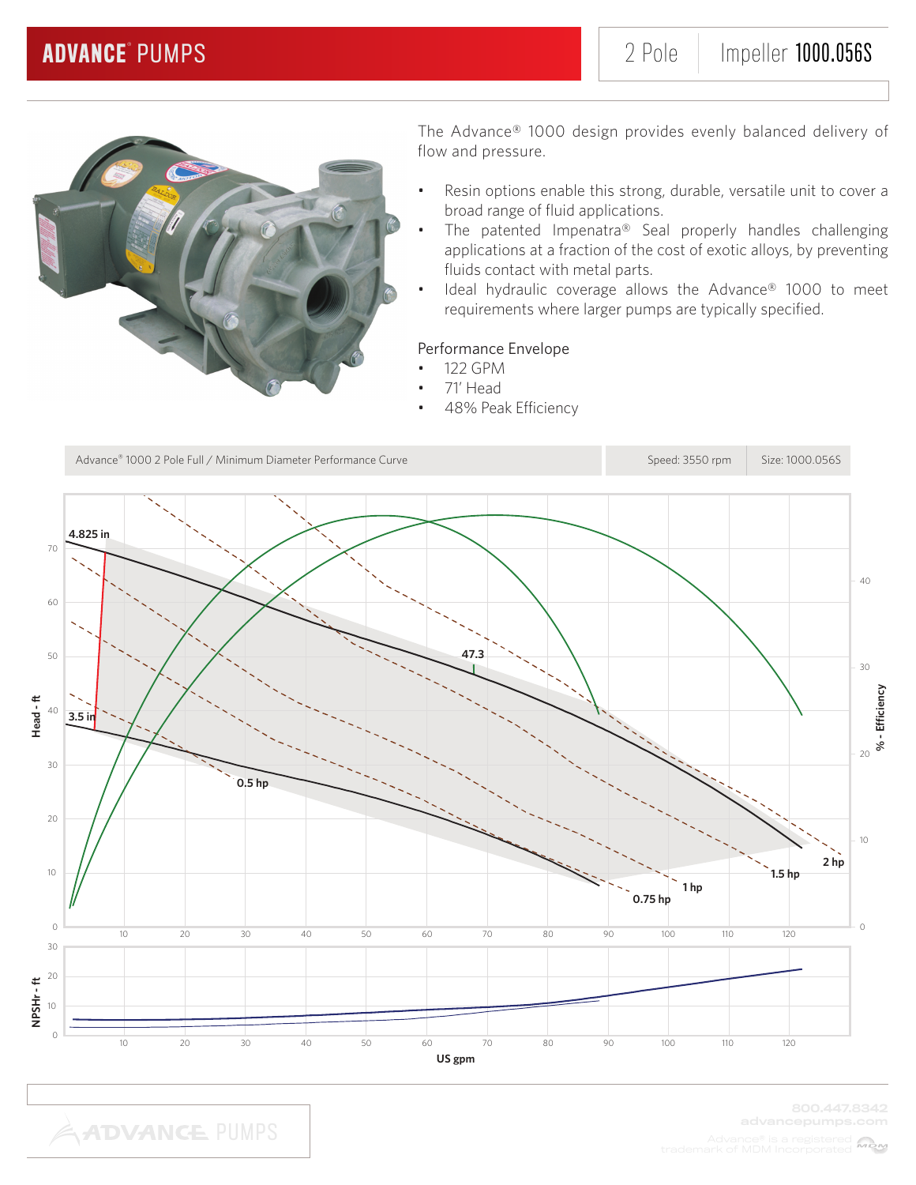# ADVANCE® PUMPS

2 Pole | Impeller **1000.056S**

The Advance® 1000 design provides evenly balanced delivery of flow and pressure.

- Resin options enable this strong, durable, versatile unit to cover a broad range of fluid applications.
- The patented Impenatra® Seal properly handles challenging applications at a fraction of the cost of exotic alloys, by preventing fluids contact with metal parts.
- Ideal hydraulic coverage allows the Advance® 1000 to meet requirements where larger pumps are typically specified.

Performance Envelope

- 122 GPM
- 71' Head
- 48% Peak Efficiency

Advance® 1000 2 Pole Full / Minimum Diameter Performance Curve | Speed: 3550 rpm | Size: 1000.056S

800.447.8342
advancepumps.com

Advance® is a registered trademark of MDM Incorporated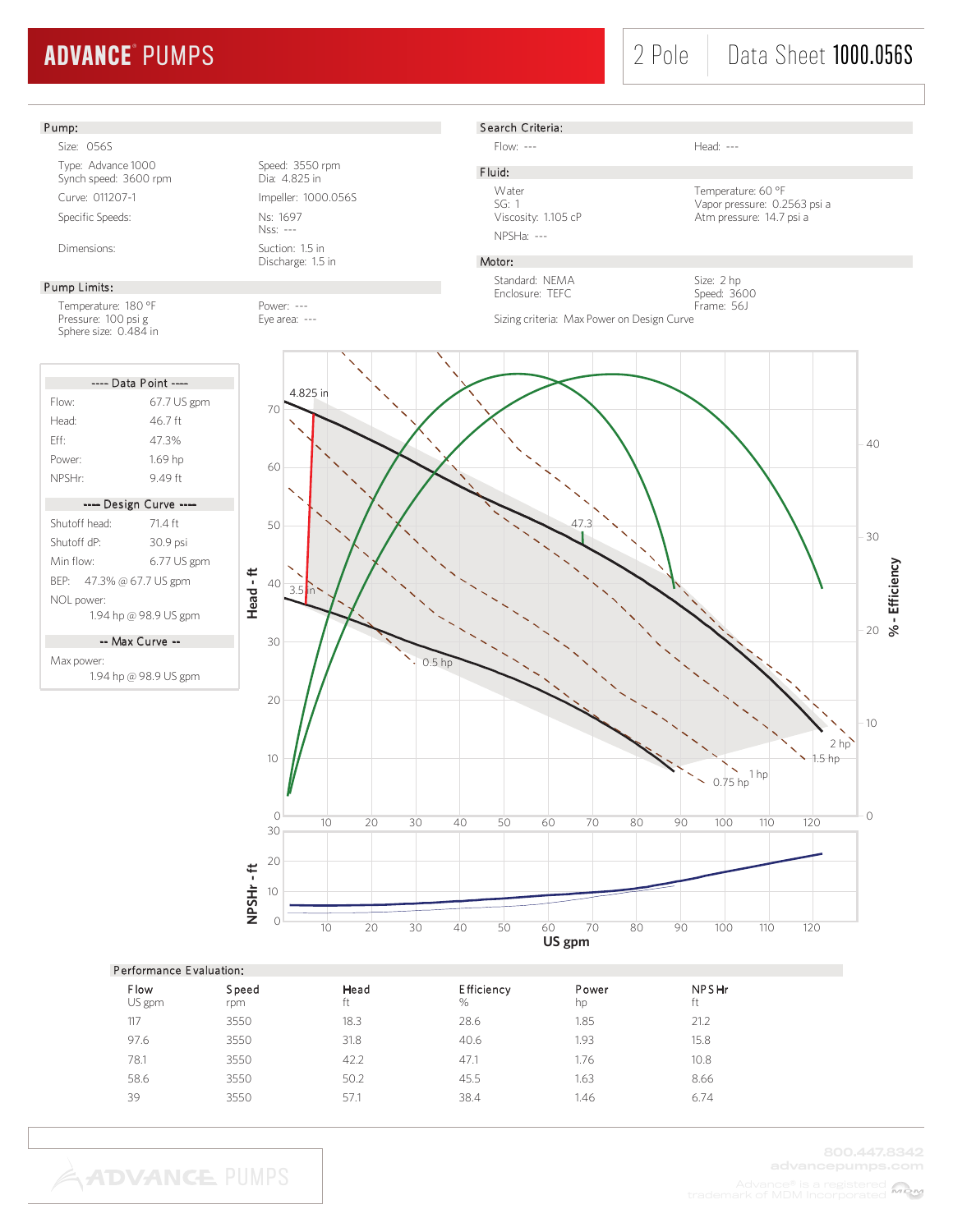# ADVANCE® PUMPS

2 Pole | Data Sheet **1000.056S**

## Pump:

Size: 056S

Type: Advance 1000
Synch speed: 3600 rpm

Speed: 3550 rpm
Dia: 4.825 in

Curve: 011207-1

Impeller: 1000.056S

Specific Speeds:

Ns: 1697
Nss: ---

Dimensions:

Suction: 1.5 in
Discharge: 1.5 in

## Pump Limits:

Temperature: 180 °F
Pressure: 100 psi g
Sphere size: 0.484 in

Power: ---
Eye area: ---

## Search Criteria:

Flow: ---

Head: ---

## Fluid:

Water
SG: 1
Viscosity: 1.105 cP
NPSHa: ---

Temperature: 60 °F
Vapor pressure: 0.2563 psi a
Atm pressure: 14.7 psi a

## Motor:

Standard: NEMA
Enclosure: TEFC

Size: 2 hp
Speed: 3600
Frame: 56J

Sizing criteria: Max Power on Design Curve

**---- Data Point ----**

Flow: 67.7 US gpm
Head: 46.7 ft
Eff: 47.3%
Power: 1.69 hp
NPSHr: 9.49 ft

**---- Design Curve ----**

Shutoff head: 71.4 ft
Shutoff dP: 30.9 psi
Min flow: 6.77 US gpm
BEP: 47.3% @ 67.7 US gpm
NOL power:
1.94 hp @ 98.9 US gpm

**-- Max Curve --**

Max power:
1.94 hp @ 98.9 US gpm

## Performance Evaluation:

| Flow<br>US gpm | Speed<br>rpm | Head<br>ft | Efficiency<br>% | Power<br>hp | NPSHr<br>ft |
|---|---|---|---|---|---|
| 117 | 3550 | 18.3 | 28.6 | 1.85 | 21.2 |
| 97.6 | 3550 | 31.8 | 40.6 | 1.93 | 15.8 |
| 78.1 | 3550 | 42.2 | 47.1 | 1.76 | 10.8 |
| 58.6 | 3550 | 50.2 | 45.5 | 1.63 | 8.66 |
| 39 | 3550 | 57.1 | 38.4 | 1.46 | 6.74 |

800.447.8342
advancepumps.com

Advance® is a registered trademark of MDM Incorporated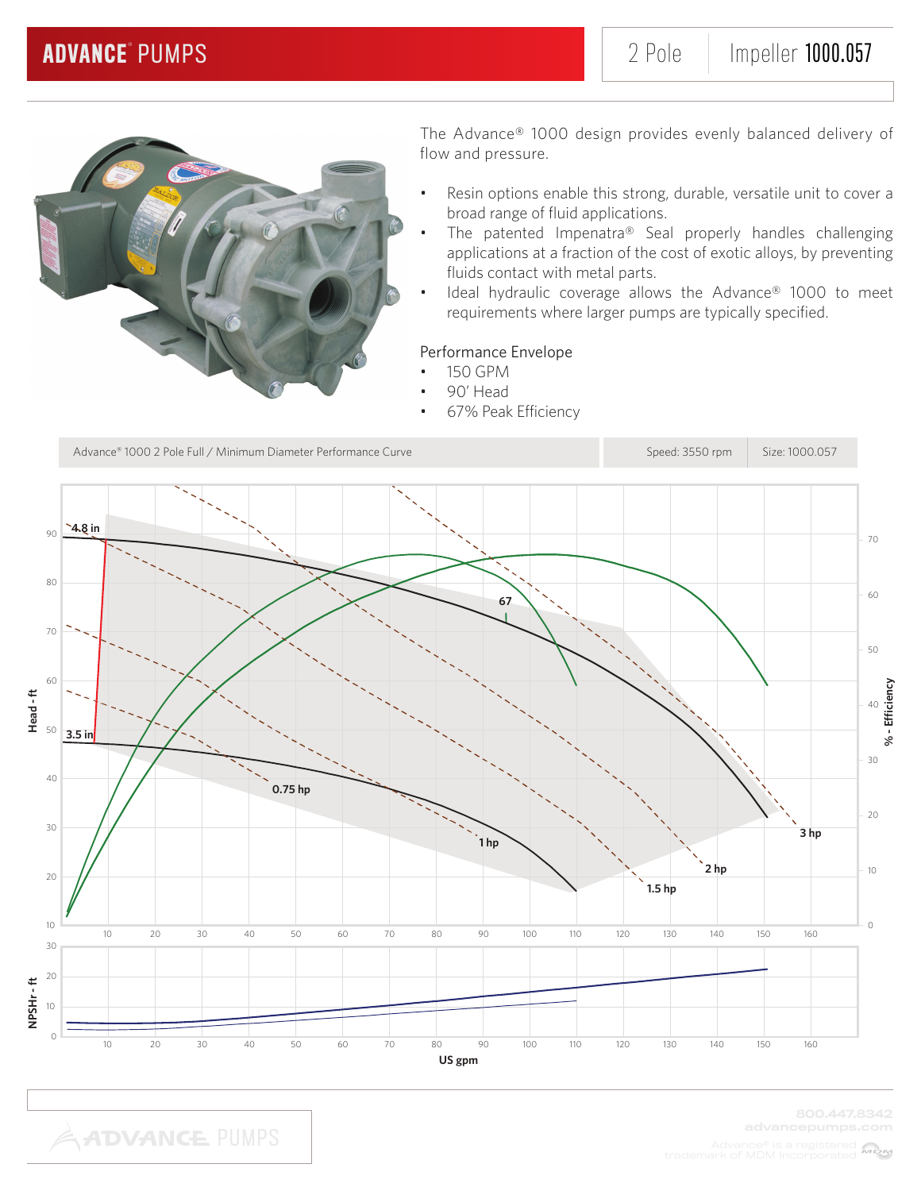# ADVANCE® PUMPS

2 Pole | Impeller 1000.057

The Advance® 1000 design provides evenly balanced delivery of flow and pressure.

- Resin options enable this strong, durable, versatile unit to cover a broad range of fluid applications.
- The patented Impenatra® Seal properly handles challenging applications at a fraction of the cost of exotic alloys, by preventing fluids contact with metal parts.
- Ideal hydraulic coverage allows the Advance® 1000 to meet requirements where larger pumps are typically specified.

Performance Envelope

- 150 GPM
- 90' Head
- 67% Peak Efficiency

| Advance® 1000 2 Pole Full / Minimum Diameter Performance Curve | Speed: 3550 rpm | Size: 1000.057 |
|---|---|---|

Head - ft | % - Efficiency

4.8 in | 3.5 in | 67 | 0.75 hp | 1 hp | 1.5 hp | 2 hp | 3 hp

NPSHr - ft

US gpm

800.447.8342
advancepumps.com

Advance® is a registered trademark of MDM Incorporated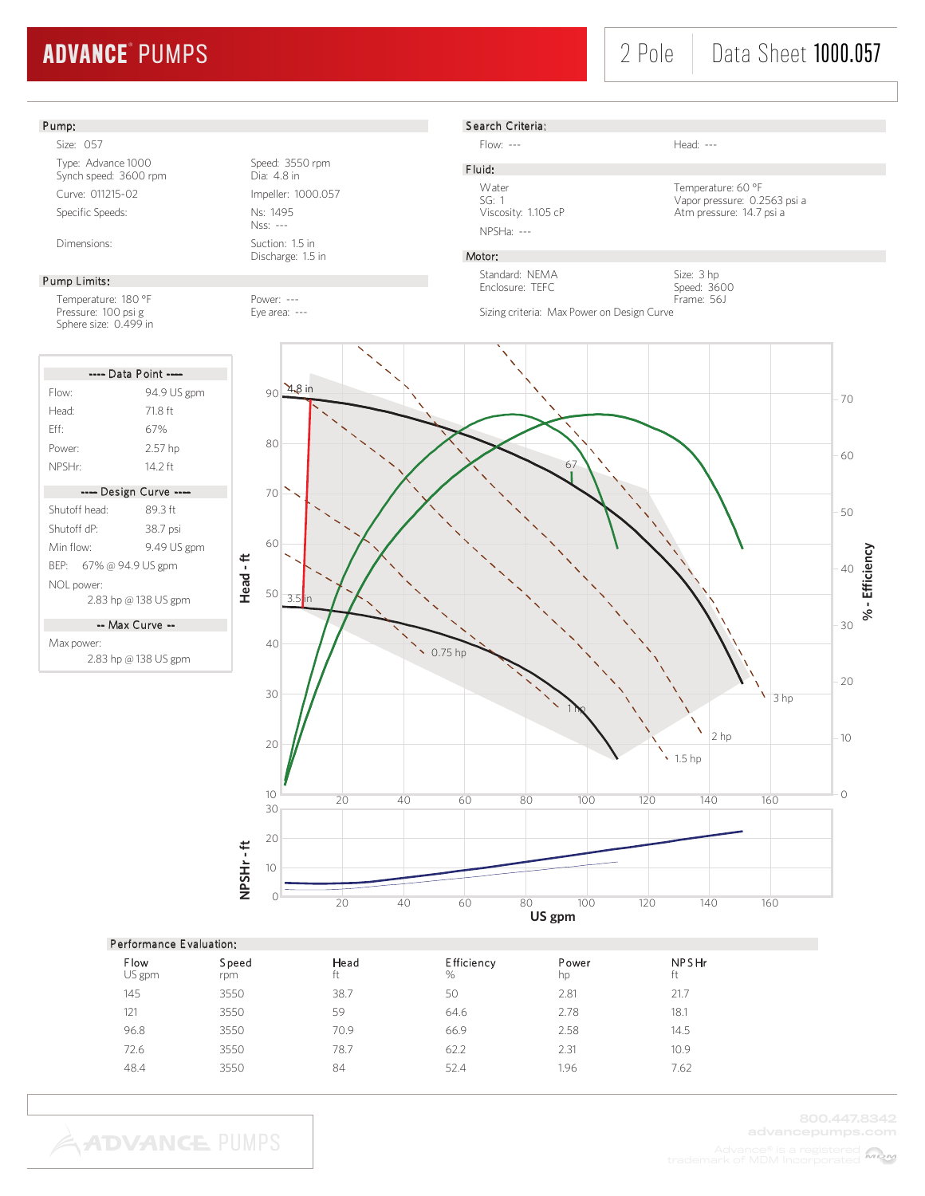# ADVANCE® PUMPS

2 Pole | Data Sheet 1000.057

## Pump:

Size: 057

Type: Advance 1000
Synch speed: 3600 rpm

Speed: 3550 rpm
Dia: 4.8 in

Curve: 011215-02

Impeller: 1000.057

Specific Speeds:

Ns: 1495
Nss: ---

Dimensions:

Suction: 1.5 in
Discharge: 1.5 in

## Pump Limits:

Temperature: 180 °F
Pressure: 100 psi g
Sphere size: 0.499 in

Power: ---
Eye area: ---

## Search Criteria:

Flow: ---

Head: ---

## Fluid:

Water
SG: 1
Viscosity: 1.105 cP

Temperature: 60 °F
Vapor pressure: 0.2563 psi a
Atm pressure: 14.7 psi a

NPSHa: ---

## Motor:

Standard: NEMA
Enclosure: TEFC

Size: 3 hp
Speed: 3600
Frame: 56J

Sizing criteria: Max Power on Design Curve

---- Data Point ----

Flow: 94.9 US gpm
Head: 71.8 ft
Eff: 67%
Power: 2.57 hp
NPSHr: 14.2 ft

---- Design Curve ----

Shutoff head: 89.3 ft
Shutoff dP: 38.7 psi
Min flow: 9.49 US gpm
BEP: 67% @ 94.9 US gpm
NOL power:
2.83 hp @ 138 US gpm

-- Max Curve --

Max power:
2.83 hp @ 138 US gpm

Head - ft
% - Efficiency
4.8 in
3.5 in
67
0.75 hp
1 hp
1.5 hp
2 hp
3 hp
NPSHr - ft
US gpm

## Performance Evaluation:

| Flow US gpm | Speed rpm | Head ft | Efficiency % | Power hp | NPSHr ft |
|---|---|---|---|---|---|
| 145 | 3550 | 38.7 | 50 | 2.81 | 21.7 |
| 121 | 3550 | 59 | 64.6 | 2.78 | 18.1 |
| 96.8 | 3550 | 70.9 | 66.9 | 2.58 | 14.5 |
| 72.6 | 3550 | 78.7 | 62.2 | 2.31 | 10.9 |
| 48.4 | 3550 | 84 | 52.4 | 1.96 | 7.62 |

800.447.8342
advancepumps.com
Advance® is a registered trademark of MDM Incorporated